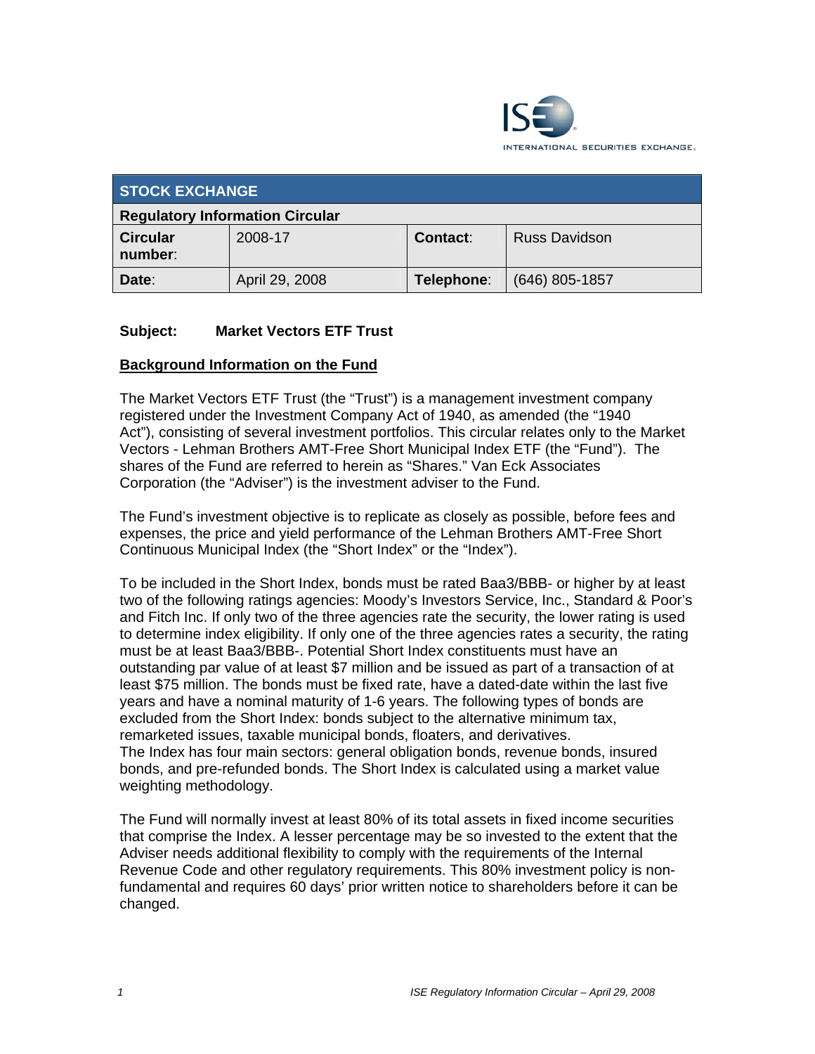| STOCK EXCHANGE | | | |
|---|---|---|---|
| **Regulatory Information Circular** | | | |
| **Circular number:** | 2008-17 | **Contact:** | Russ Davidson |
| **Date:** | April 29, 2008 | **Telephone:** | (646) 805-1857 |

**Subject: Market Vectors ETF Trust**

## Background Information on the Fund

The Market Vectors ETF Trust (the "Trust") is a management investment company registered under the Investment Company Act of 1940, as amended (the "1940 Act"), consisting of several investment portfolios. This circular relates only to the Market Vectors - Lehman Brothers AMT-Free Short Municipal Index ETF (the "Fund"). The shares of the Fund are referred to herein as "Shares." Van Eck Associates Corporation (the "Adviser") is the investment adviser to the Fund.

The Fund's investment objective is to replicate as closely as possible, before fees and expenses, the price and yield performance of the Lehman Brothers AMT-Free Short Continuous Municipal Index (the "Short Index" or the "Index").

To be included in the Short Index, bonds must be rated Baa3/BBB- or higher by at least two of the following ratings agencies: Moody's Investors Service, Inc., Standard & Poor's and Fitch Inc. If only two of the three agencies rate the security, the lower rating is used to determine index eligibility. If only one of the three agencies rates a security, the rating must be at least Baa3/BBB-. Potential Short Index constituents must have an outstanding par value of at least $7 million and be issued as part of a transaction of at least $75 million. The bonds must be fixed rate, have a dated-date within the last five years and have a nominal maturity of 1-6 years. The following types of bonds are excluded from the Short Index: bonds subject to the alternative minimum tax, remarketed issues, taxable municipal bonds, floaters, and derivatives.
The Index has four main sectors: general obligation bonds, revenue bonds, insured bonds, and pre-refunded bonds. The Short Index is calculated using a market value weighting methodology.

The Fund will normally invest at least 80% of its total assets in fixed income securities that comprise the Index. A lesser percentage may be so invested to the extent that the Adviser needs additional flexibility to comply with the requirements of the Internal Revenue Code and other regulatory requirements. This 80% investment policy is non-fundamental and requires 60 days' prior written notice to shareholders before it can be changed.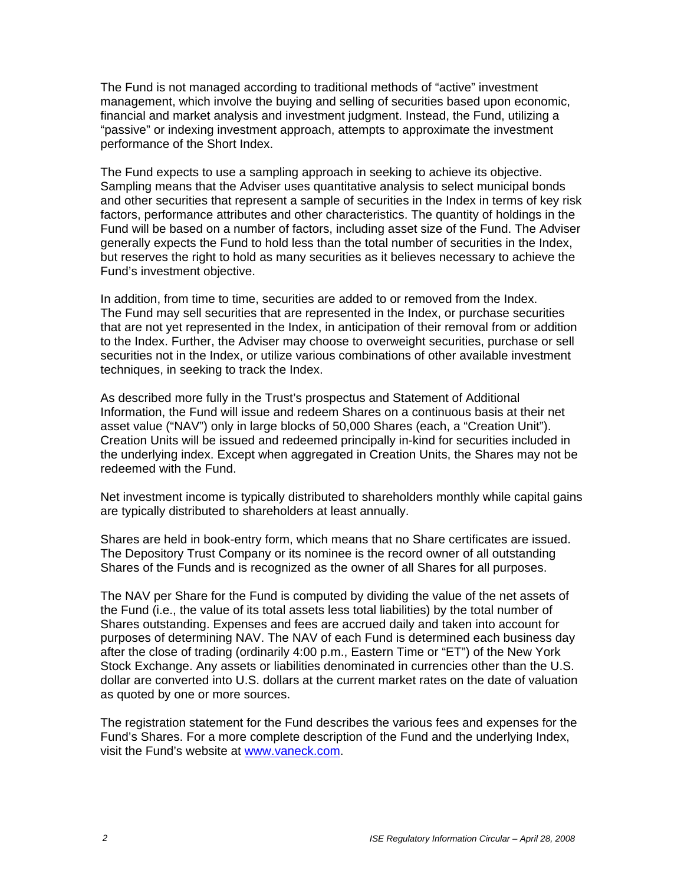The Fund is not managed according to traditional methods of "active" investment management, which involve the buying and selling of securities based upon economic, financial and market analysis and investment judgment. Instead, the Fund, utilizing a "passive" or indexing investment approach, attempts to approximate the investment performance of the Short Index.

The Fund expects to use a sampling approach in seeking to achieve its objective. Sampling means that the Adviser uses quantitative analysis to select municipal bonds and other securities that represent a sample of securities in the Index in terms of key risk factors, performance attributes and other characteristics. The quantity of holdings in the Fund will be based on a number of factors, including asset size of the Fund. The Adviser generally expects the Fund to hold less than the total number of securities in the Index, but reserves the right to hold as many securities as it believes necessary to achieve the Fund's investment objective.

In addition, from time to time, securities are added to or removed from the Index. The Fund may sell securities that are represented in the Index, or purchase securities that are not yet represented in the Index, in anticipation of their removal from or addition to the Index. Further, the Adviser may choose to overweight securities, purchase or sell securities not in the Index, or utilize various combinations of other available investment techniques, in seeking to track the Index.

As described more fully in the Trust's prospectus and Statement of Additional Information, the Fund will issue and redeem Shares on a continuous basis at their net asset value ("NAV") only in large blocks of 50,000 Shares (each, a "Creation Unit"). Creation Units will be issued and redeemed principally in-kind for securities included in the underlying index. Except when aggregated in Creation Units, the Shares may not be redeemed with the Fund.

Net investment income is typically distributed to shareholders monthly while capital gains are typically distributed to shareholders at least annually.

Shares are held in book-entry form, which means that no Share certificates are issued. The Depository Trust Company or its nominee is the record owner of all outstanding Shares of the Funds and is recognized as the owner of all Shares for all purposes.

The NAV per Share for the Fund is computed by dividing the value of the net assets of the Fund (i.e., the value of its total assets less total liabilities) by the total number of Shares outstanding. Expenses and fees are accrued daily and taken into account for purposes of determining NAV. The NAV of each Fund is determined each business day after the close of trading (ordinarily 4:00 p.m., Eastern Time or "ET") of the New York Stock Exchange. Any assets or liabilities denominated in currencies other than the U.S. dollar are converted into U.S. dollars at the current market rates on the date of valuation as quoted by one or more sources.

The registration statement for the Fund describes the various fees and expenses for the Fund's Shares. For a more complete description of the Fund and the underlying Index, visit the Fund's website at www.vaneck.com.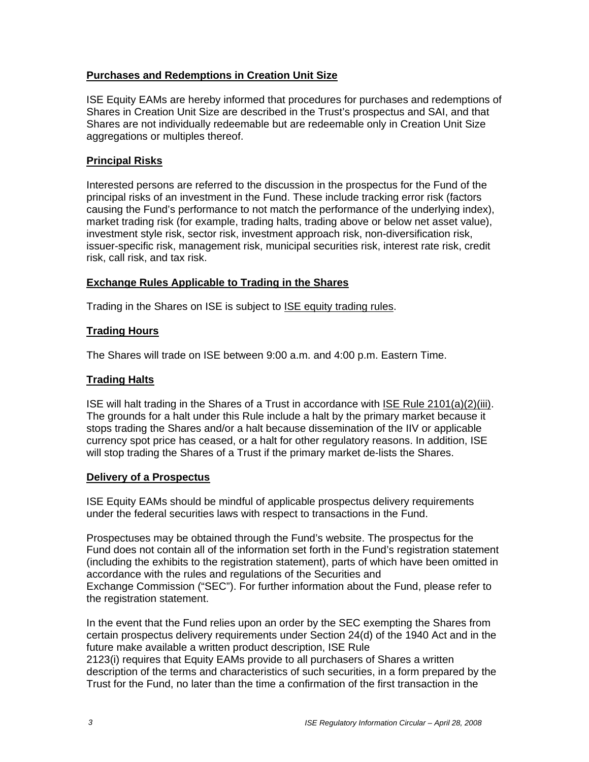**Purchases and Redemptions in Creation Unit Size**

ISE Equity EAMs are hereby informed that procedures for purchases and redemptions of Shares in Creation Unit Size are described in the Trust's prospectus and SAI, and that Shares are not individually redeemable but are redeemable only in Creation Unit Size aggregations or multiples thereof.

**Principal Risks**

Interested persons are referred to the discussion in the prospectus for the Fund of the principal risks of an investment in the Fund. These include tracking error risk (factors causing the Fund's performance to not match the performance of the underlying index), market trading risk (for example, trading halts, trading above or below net asset value), investment style risk, sector risk, investment approach risk, non-diversification risk, issuer-specific risk, management risk, municipal securities risk, interest rate risk, credit risk, call risk, and tax risk.

**Exchange Rules Applicable to Trading in the Shares**

Trading in the Shares on ISE is subject to ISE equity trading rules.

**Trading Hours**

The Shares will trade on ISE between 9:00 a.m. and 4:00 p.m. Eastern Time.

**Trading Halts**

ISE will halt trading in the Shares of a Trust in accordance with ISE Rule 2101(a)(2)(iii). The grounds for a halt under this Rule include a halt by the primary market because it stops trading the Shares and/or a halt because dissemination of the IIV or applicable currency spot price has ceased, or a halt for other regulatory reasons. In addition, ISE will stop trading the Shares of a Trust if the primary market de-lists the Shares.

**Delivery of a Prospectus**

ISE Equity EAMs should be mindful of applicable prospectus delivery requirements under the federal securities laws with respect to transactions in the Fund.

Prospectuses may be obtained through the Fund's website. The prospectus for the Fund does not contain all of the information set forth in the Fund's registration statement (including the exhibits to the registration statement), parts of which have been omitted in accordance with the rules and regulations of the Securities and Exchange Commission ("SEC"). For further information about the Fund, please refer to the registration statement.

In the event that the Fund relies upon an order by the SEC exempting the Shares from certain prospectus delivery requirements under Section 24(d) of the 1940 Act and in the future make available a written product description, ISE Rule 2123(i) requires that Equity EAMs provide to all purchasers of Shares a written description of the terms and characteristics of such securities, in a form prepared by the Trust for the Fund, no later than the time a confirmation of the first transaction in the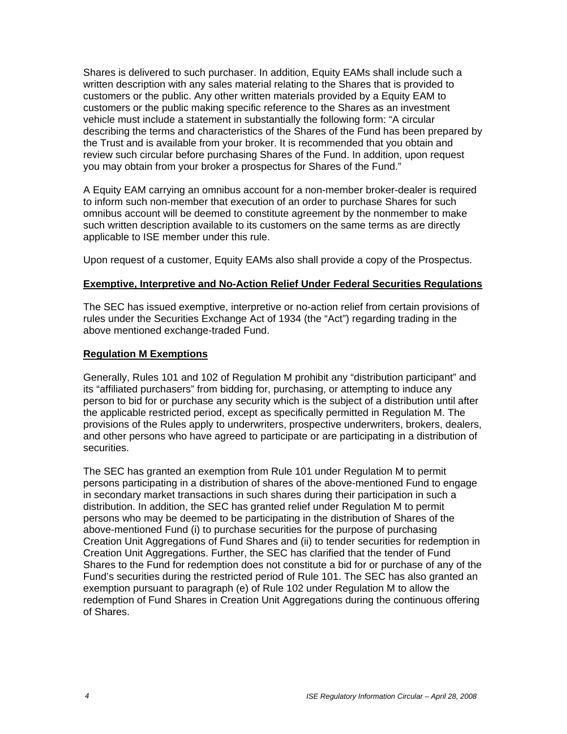Shares is delivered to such purchaser. In addition, Equity EAMs shall include such a written description with any sales material relating to the Shares that is provided to customers or the public. Any other written materials provided by a Equity EAM to customers or the public making specific reference to the Shares as an investment vehicle must include a statement in substantially the following form: "A circular describing the terms and characteristics of the Shares of the Fund has been prepared by the Trust and is available from your broker. It is recommended that you obtain and review such circular before purchasing Shares of the Fund. In addition, upon request you may obtain from your broker a prospectus for Shares of the Fund."

A Equity EAM carrying an omnibus account for a non-member broker-dealer is required to inform such non-member that execution of an order to purchase Shares for such omnibus account will be deemed to constitute agreement by the nonmember to make such written description available to its customers on the same terms as are directly applicable to ISE member under this rule.

Upon request of a customer, Equity EAMs also shall provide a copy of the Prospectus.

**Exemptive, Interpretive and No-Action Relief Under Federal Securities Regulations**

The SEC has issued exemptive, interpretive or no-action relief from certain provisions of rules under the Securities Exchange Act of 1934 (the "Act") regarding trading in the above mentioned exchange-traded Fund.

**Regulation M Exemptions**

Generally, Rules 101 and 102 of Regulation M prohibit any "distribution participant" and its "affiliated purchasers" from bidding for, purchasing, or attempting to induce any person to bid for or purchase any security which is the subject of a distribution until after the applicable restricted period, except as specifically permitted in Regulation M. The provisions of the Rules apply to underwriters, prospective underwriters, brokers, dealers, and other persons who have agreed to participate or are participating in a distribution of securities.

The SEC has granted an exemption from Rule 101 under Regulation M to permit persons participating in a distribution of shares of the above-mentioned Fund to engage in secondary market transactions in such shares during their participation in such a distribution. In addition, the SEC has granted relief under Regulation M to permit persons who may be deemed to be participating in the distribution of Shares of the above-mentioned Fund (i) to purchase securities for the purpose of purchasing Creation Unit Aggregations of Fund Shares and (ii) to tender securities for redemption in Creation Unit Aggregations. Further, the SEC has clarified that the tender of Fund Shares to the Fund for redemption does not constitute a bid for or purchase of any of the Fund's securities during the restricted period of Rule 101. The SEC has also granted an exemption pursuant to paragraph (e) of Rule 102 under Regulation M to allow the redemption of Fund Shares in Creation Unit Aggregations during the continuous offering of Shares.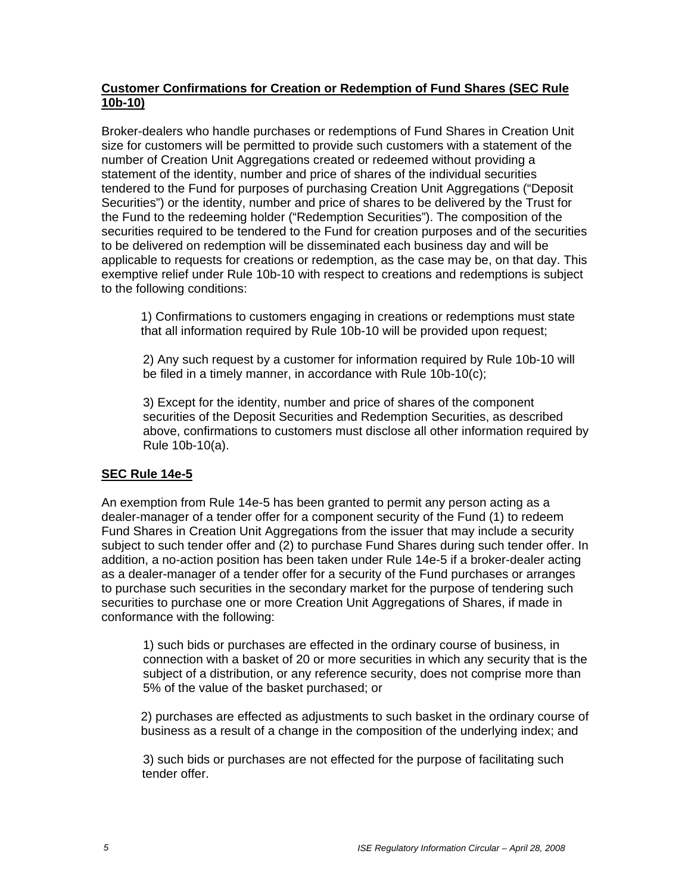**Customer Confirmations for Creation or Redemption of Fund Shares (SEC Rule 10b-10)**

Broker-dealers who handle purchases or redemptions of Fund Shares in Creation Unit size for customers will be permitted to provide such customers with a statement of the number of Creation Unit Aggregations created or redeemed without providing a statement of the identity, number and price of shares of the individual securities tendered to the Fund for purposes of purchasing Creation Unit Aggregations ("Deposit Securities") or the identity, number and price of shares to be delivered by the Trust for the Fund to the redeeming holder ("Redemption Securities"). The composition of the securities required to be tendered to the Fund for creation purposes and of the securities to be delivered on redemption will be disseminated each business day and will be applicable to requests for creations or redemption, as the case may be, on that day. This exemptive relief under Rule 10b-10 with respect to creations and redemptions is subject to the following conditions:

1) Confirmations to customers engaging in creations or redemptions must state that all information required by Rule 10b-10 will be provided upon request;

2) Any such request by a customer for information required by Rule 10b-10 will be filed in a timely manner, in accordance with Rule 10b-10(c);

3) Except for the identity, number and price of shares of the component securities of the Deposit Securities and Redemption Securities, as described above, confirmations to customers must disclose all other information required by Rule 10b-10(a).

**SEC Rule 14e-5**

An exemption from Rule 14e-5 has been granted to permit any person acting as a dealer-manager of a tender offer for a component security of the Fund (1) to redeem Fund Shares in Creation Unit Aggregations from the issuer that may include a security subject to such tender offer and (2) to purchase Fund Shares during such tender offer. In addition, a no-action position has been taken under Rule 14e-5 if a broker-dealer acting as a dealer-manager of a tender offer for a security of the Fund purchases or arranges to purchase such securities in the secondary market for the purpose of tendering such securities to purchase one or more Creation Unit Aggregations of Shares, if made in conformance with the following:

1) such bids or purchases are effected in the ordinary course of business, in connection with a basket of 20 or more securities in which any security that is the subject of a distribution, or any reference security, does not comprise more than 5% of the value of the basket purchased; or

2) purchases are effected as adjustments to such basket in the ordinary course of business as a result of a change in the composition of the underlying index; and

3) such bids or purchases are not effected for the purpose of facilitating such tender offer.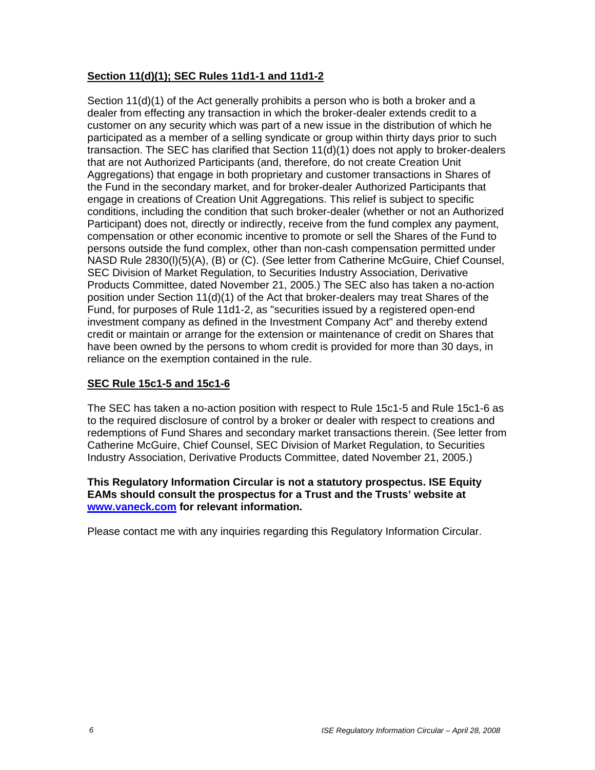**Section 11(d)(1); SEC Rules 11d1-1 and 11d1-2**

Section 11(d)(1) of the Act generally prohibits a person who is both a broker and a dealer from effecting any transaction in which the broker-dealer extends credit to a customer on any security which was part of a new issue in the distribution of which he participated as a member of a selling syndicate or group within thirty days prior to such transaction. The SEC has clarified that Section 11(d)(1) does not apply to broker-dealers that are not Authorized Participants (and, therefore, do not create Creation Unit Aggregations) that engage in both proprietary and customer transactions in Shares of the Fund in the secondary market, and for broker-dealer Authorized Participants that engage in creations of Creation Unit Aggregations. This relief is subject to specific conditions, including the condition that such broker-dealer (whether or not an Authorized Participant) does not, directly or indirectly, receive from the fund complex any payment, compensation or other economic incentive to promote or sell the Shares of the Fund to persons outside the fund complex, other than non-cash compensation permitted under NASD Rule 2830(l)(5)(A), (B) or (C). (See letter from Catherine McGuire, Chief Counsel, SEC Division of Market Regulation, to Securities Industry Association, Derivative Products Committee, dated November 21, 2005.) The SEC also has taken a no-action position under Section 11(d)(1) of the Act that broker-dealers may treat Shares of the Fund, for purposes of Rule 11d1-2, as "securities issued by a registered open-end investment company as defined in the Investment Company Act" and thereby extend credit or maintain or arrange for the extension or maintenance of credit on Shares that have been owned by the persons to whom credit is provided for more than 30 days, in reliance on the exemption contained in the rule.

**SEC Rule 15c1-5 and 15c1-6**

The SEC has taken a no-action position with respect to Rule 15c1-5 and Rule 15c1-6 as to the required disclosure of control by a broker or dealer with respect to creations and redemptions of Fund Shares and secondary market transactions therein. (See letter from Catherine McGuire, Chief Counsel, SEC Division of Market Regulation, to Securities Industry Association, Derivative Products Committee, dated November 21, 2005.)

**This Regulatory Information Circular is not a statutory prospectus. ISE Equity EAMs should consult the prospectus for a Trust and the Trusts' website at www.vaneck.com for relevant information.**

Please contact me with any inquiries regarding this Regulatory Information Circular.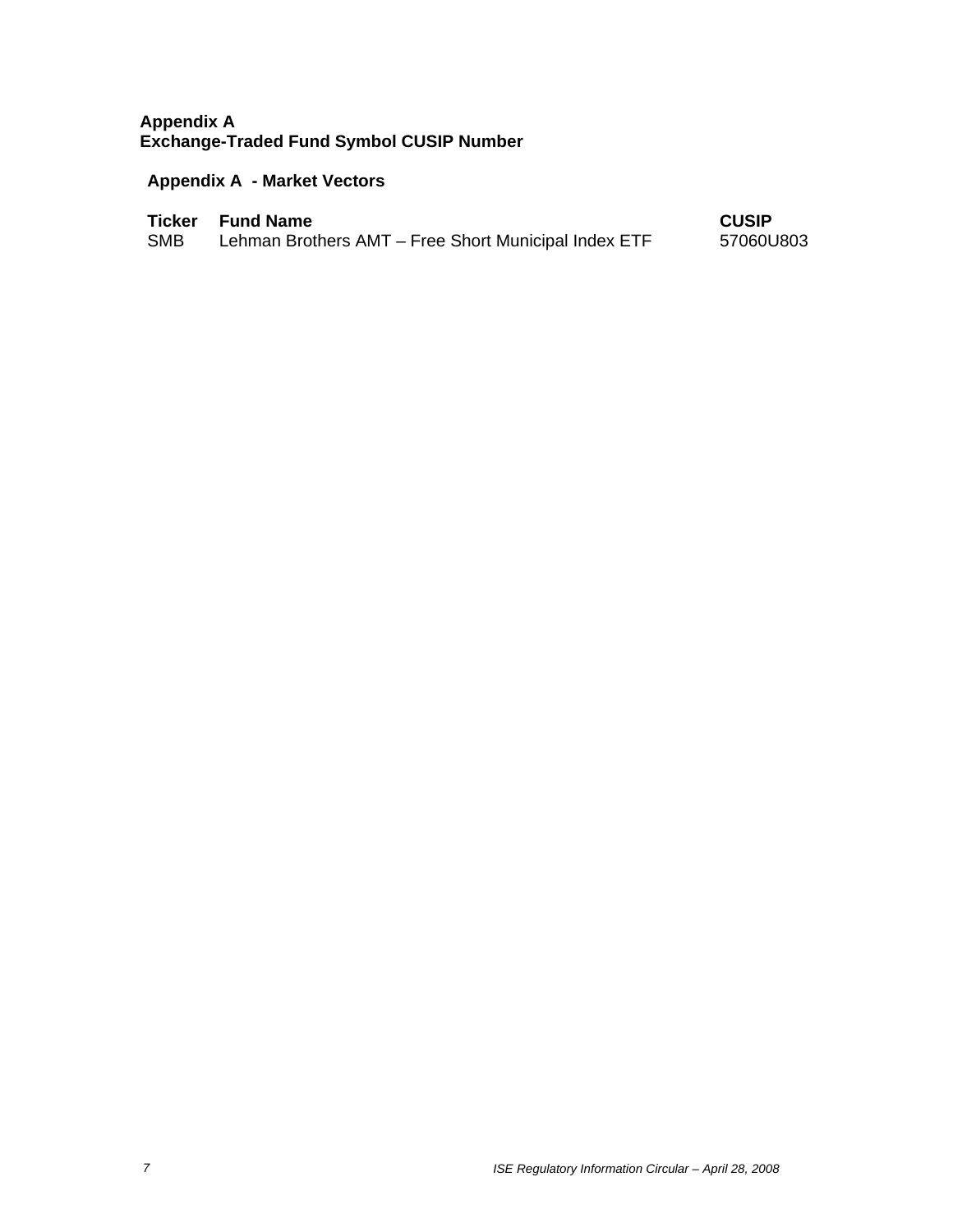**Appendix A**
**Exchange-Traded Fund Symbol CUSIP Number**

**Appendix A - Market Vectors**

| Ticker | Fund Name | CUSIP |
|---|---|---|
| SMB | Lehman Brothers AMT – Free Short Municipal Index ETF | 57060U803 |